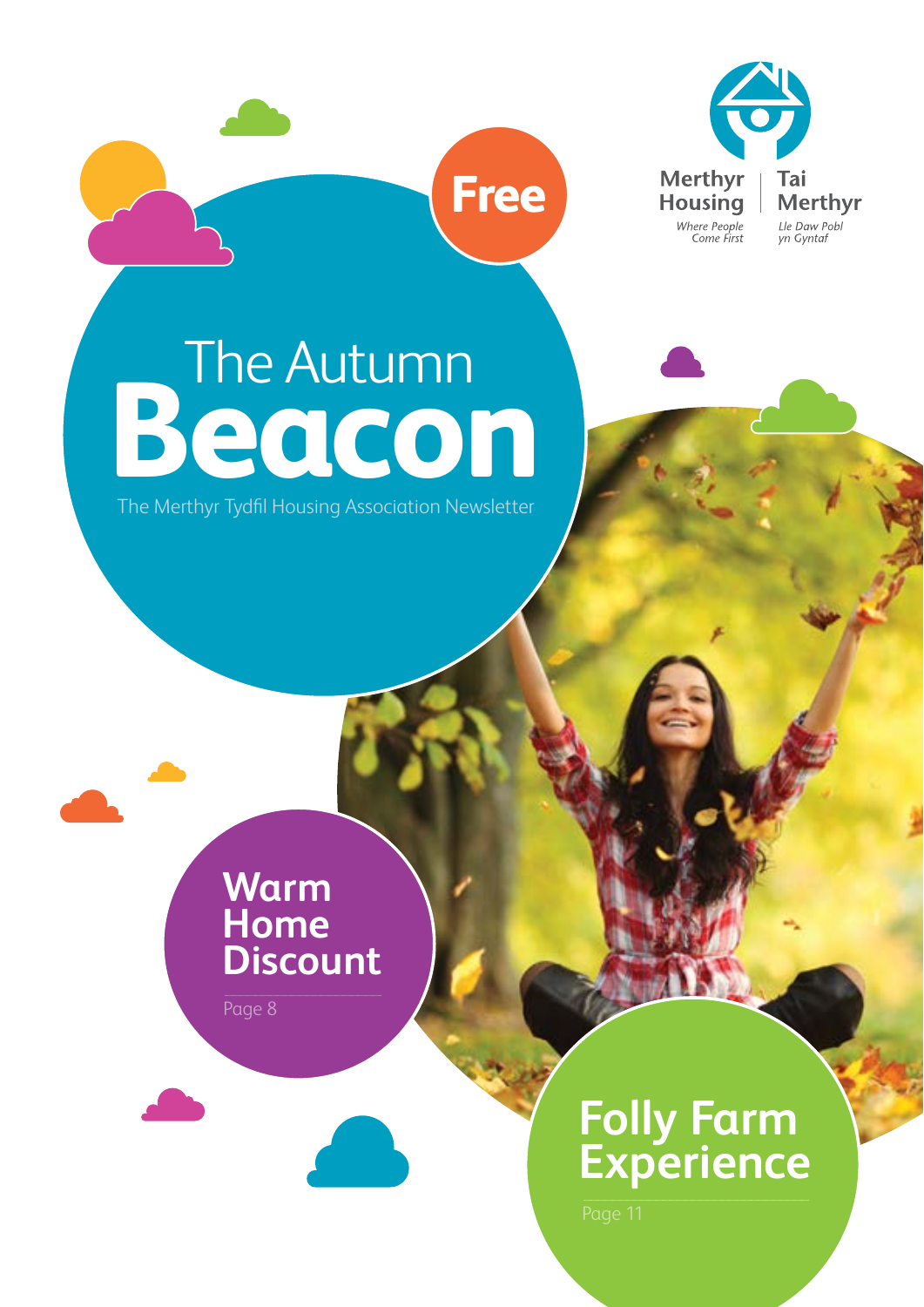Free

Merthyr Housing
*Where People Come First*

Tai Merthyr
*Lle Daw Pobl yn Gyntaf*

# The Autumn Beacon

The Merthyr Tydfil Housing Association Newsletter

## Warm Home Discount

Page 8

## Folly Farm Experience

Page 11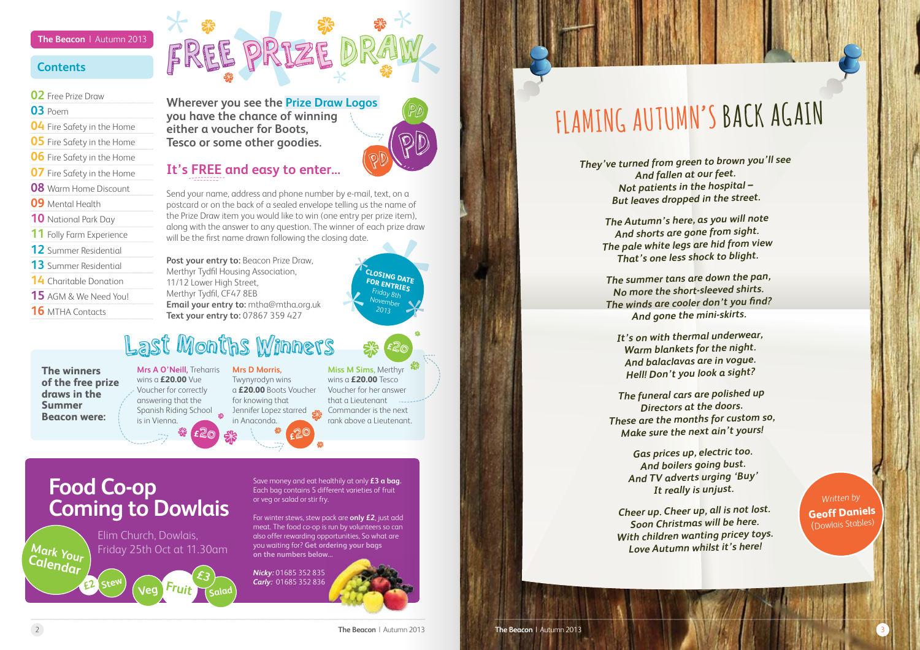## Contents

- **02** Free Prize Draw
- **03** Poem
- **04** Fire Safety in the Home
- **05** Fire Safety in the Home
- **06** Fire Safety in the Home
- **07** Fire Safety in the Home
- **08** Warm Home Discount
- **09** Mental Health
- **10** National Park Day
- **11** Folly Farm Experience
- **12** Summer Residential
- **13** Summer Residential
- **14** Charitable Donation
- **15** AGM & We Need You!
- **16** MTHA Contacts

# FREE PRIZE DRAW

**Wherever you see the Prize Draw Logos you have the chance of winning either a voucher for Boots, Tesco or some other goodies.**

## It's FREE and easy to enter...

Send your name, address and phone number by e-mail, text, on a postcard or on the back of a sealed envelope telling us the name of the Prize Draw item you would like to win (one entry per prize item), along with the answer to any question. The winner of each prize draw will be the first name drawn following the closing date.

**Post your entry to:** Beacon Prize Draw, Merthyr Tydfil Housing Association, 11/12 Lower High Street, Merthyr Tydfil, CF47 8EB
**Email your entry to:** mtha@mtha.org.uk
**Text your entry to:** 07867 359 427

**CLOSING DATE FOR ENTRIES** Friday 8th November 2013

## Last Months Winners

**The winners of the free prize draws in the Summer Beacon were:**

**Mrs A O'Neill**, Treharris wins a **£20.00** Vue Voucher for correctly answering that the Spanish Riding School is in Vienna.

**Mrs D Morris**, Twynyrodyn wins a **£20.00** Boots Voucher for knowing that Jennifer Lopez starred in Anaconda.

**Miss M Sims**, Merthyr wins a **£20.00** Tesco Voucher for her answer that a Lieutenant Commander is the next rank above a Lieutenant.

## Food Co-op Coming to Dowlais

Elim Church, Dowlais, Friday 25th Oct at 11.30am

Mark Your Calendar

Save money and eat healthily at only **£3 a bag.** Each bag contains 5 different varieties of fruit or veg or salad or stir fry.

For winter stews, stew pack are **only £2**, just add meat. The food co-op is run by volunteers so can also offer rewarding opportunities, So what are you waiting for? **Get ordering your bags on the numbers below...**

***Nicky:*** 01685 352 835
***Carly:*** 01685 352 836

# FLAMING AUTUMN'S BACK AGAIN

*They've turned from green to brown you'll see*
*And fallen at our feet.*
*Not patients in the hospital –*
*But leaves dropped in the street.*

*The Autumn's here, as you will note*
*And shorts are gone from sight.*
*The pale white legs are hid from view*
*That's one less shock to blight.*

*The summer tans are down the pan,*
*No more the short-sleeved shirts.*
*The winds are cooler don't you find?*
*And gone the mini-skirts.*

*It's on with thermal underwear,*
*Warm blankets for the night.*
*And balaclavas are in vogue.*
*Hell! Don't you look a sight?*

*The funeral cars are polished up*
*Directors at the doors.*
*These are the months for custom so,*
*Make sure the next ain't yours!*

*Gas prices up, electric too.*
*And boilers going bust.*
*And TV adverts urging 'Buy'*
*It really is unjust.*

*Cheer up. Cheer up, all is not lost.*
*Soon Christmas will be here.*
*With children wanting pricey toys.*
*Love Autumn whilst it's here!*

*Written by* **Geoff Daniels** (Dowlais Stables)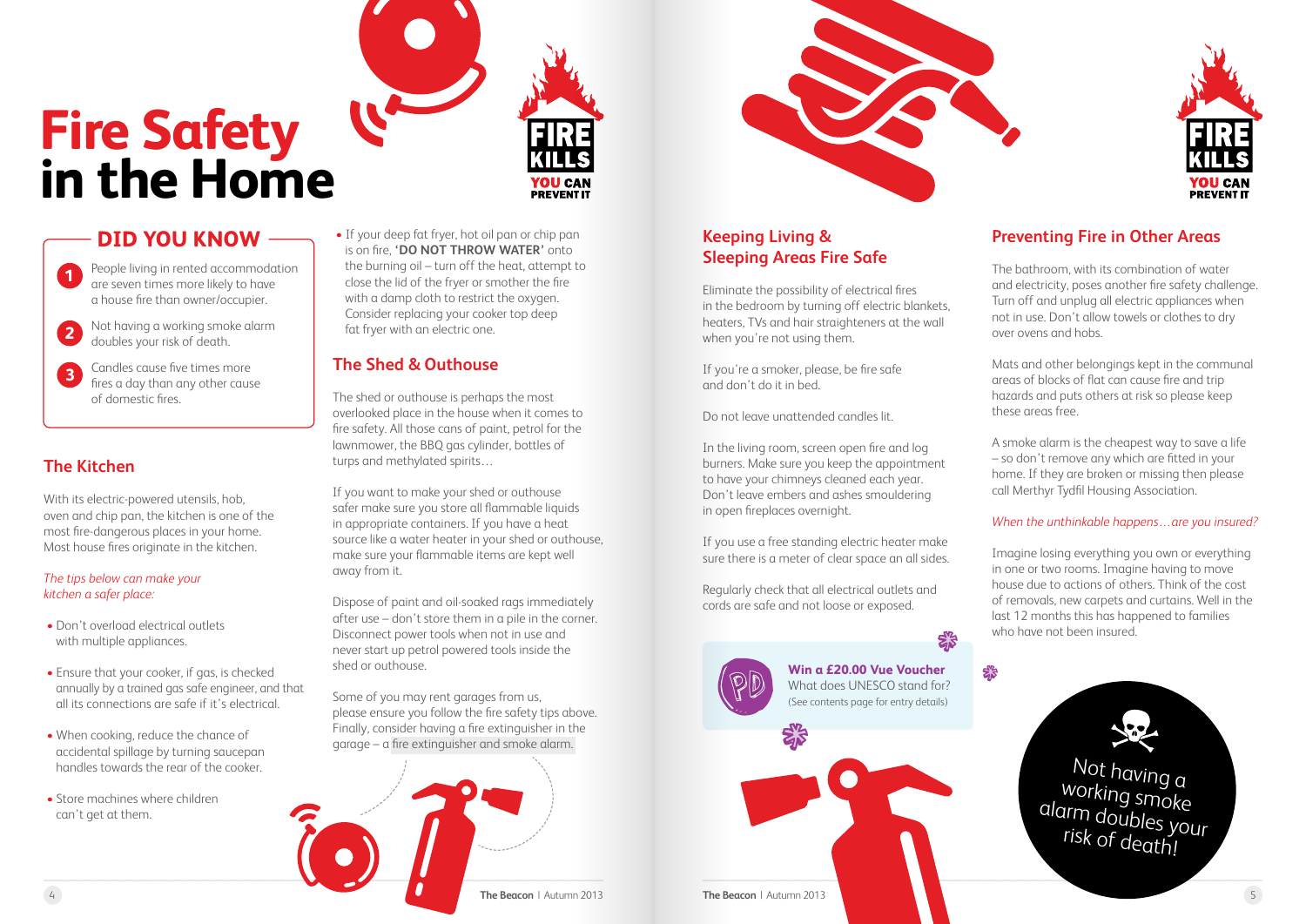# Fire Safety in the Home

FIRE KILLS YOU CAN PREVENT IT

## DID YOU KNOW

1. People living in rented accommodation are seven times more likely to have a house fire than owner/occupier.
2. Not having a working smoke alarm doubles your risk of death.
3. Candles cause five times more fires a day than any other cause of domestic fires.

## The Kitchen

With its electric-powered utensils, hob, oven and chip pan, the kitchen is one of the most fire-dangerous places in your home. Most house fires originate in the kitchen.

*The tips below can make your kitchen a safer place:*

- Don't overload electrical outlets with multiple appliances.
- Ensure that your cooker, if gas, is checked annually by a trained gas safe engineer, and that all its connections are safe if it's electrical.
- When cooking, reduce the chance of accidental spillage by turning saucepan handles towards the rear of the cooker.
- Store machines where children can't get at them.
- If your deep fat fryer, hot oil pan or chip pan is on fire, **'DO NOT THROW WATER'** onto the burning oil – turn off the heat, attempt to close the lid of the fryer or smother the fire with a damp cloth to restrict the oxygen. Consider replacing your cooker top deep fat fryer with an electric one.

## The Shed & Outhouse

The shed or outhouse is perhaps the most overlooked place in the house when it comes to fire safety. All those cans of paint, petrol for the lawnmower, the BBQ gas cylinder, bottles of turps and methylated spirits…

If you want to make your shed or outhouse safer make sure you store all flammable liquids in appropriate containers. If you have a heat source like a water heater in your shed or outhouse, make sure your flammable items are kept well away from it.

Dispose of paint and oil-soaked rags immediately after use – don't store them in a pile in the corner. Disconnect power tools when not in use and never start up petrol powered tools inside the shed or outhouse.

Some of you may rent garages from us, please ensure you follow the fire safety tips above. Finally, consider having a fire extinguisher in the garage – a fire extinguisher and smoke alarm.

## Keeping Living & Sleeping Areas Fire Safe

Eliminate the possibility of electrical fires in the bedroom by turning off electric blankets, heaters, TVs and hair straighteners at the wall when you're not using them.

If you're a smoker, please, be fire safe and don't do it in bed.

Do not leave unattended candles lit.

In the living room, screen open fire and log burners. Make sure you keep the appointment to have your chimneys cleaned each year. Don't leave embers and ashes smouldering in open fireplaces overnight.

If you use a free standing electric heater make sure there is a meter of clear space an all sides.

Regularly check that all electrical outlets and cords are safe and not loose or exposed.

**Win a £20.00 Vue Voucher**
What does UNESCO stand for?
(See contents page for entry details)

## Preventing Fire in Other Areas

The bathroom, with its combination of water and electricity, poses another fire safety challenge. Turn off and unplug all electric appliances when not in use. Don't allow towels or clothes to dry over ovens and hobs.

Mats and other belongings kept in the communal areas of blocks of flat can cause fire and trip hazards and puts others at risk so please keep these areas free.

A smoke alarm is the cheapest way to save a life – so don't remove any which are fitted in your home. If they are broken or missing then please call Merthyr Tydfil Housing Association.

*When the unthinkable happens…are you insured?*

Imagine losing everything you own or everything in one or two rooms. Imagine having to move house due to actions of others. Think of the cost of removals, new carpets and curtains. Well in the last 12 months this has happened to families who have not been insured.

Not having a working smoke alarm doubles your risk of death!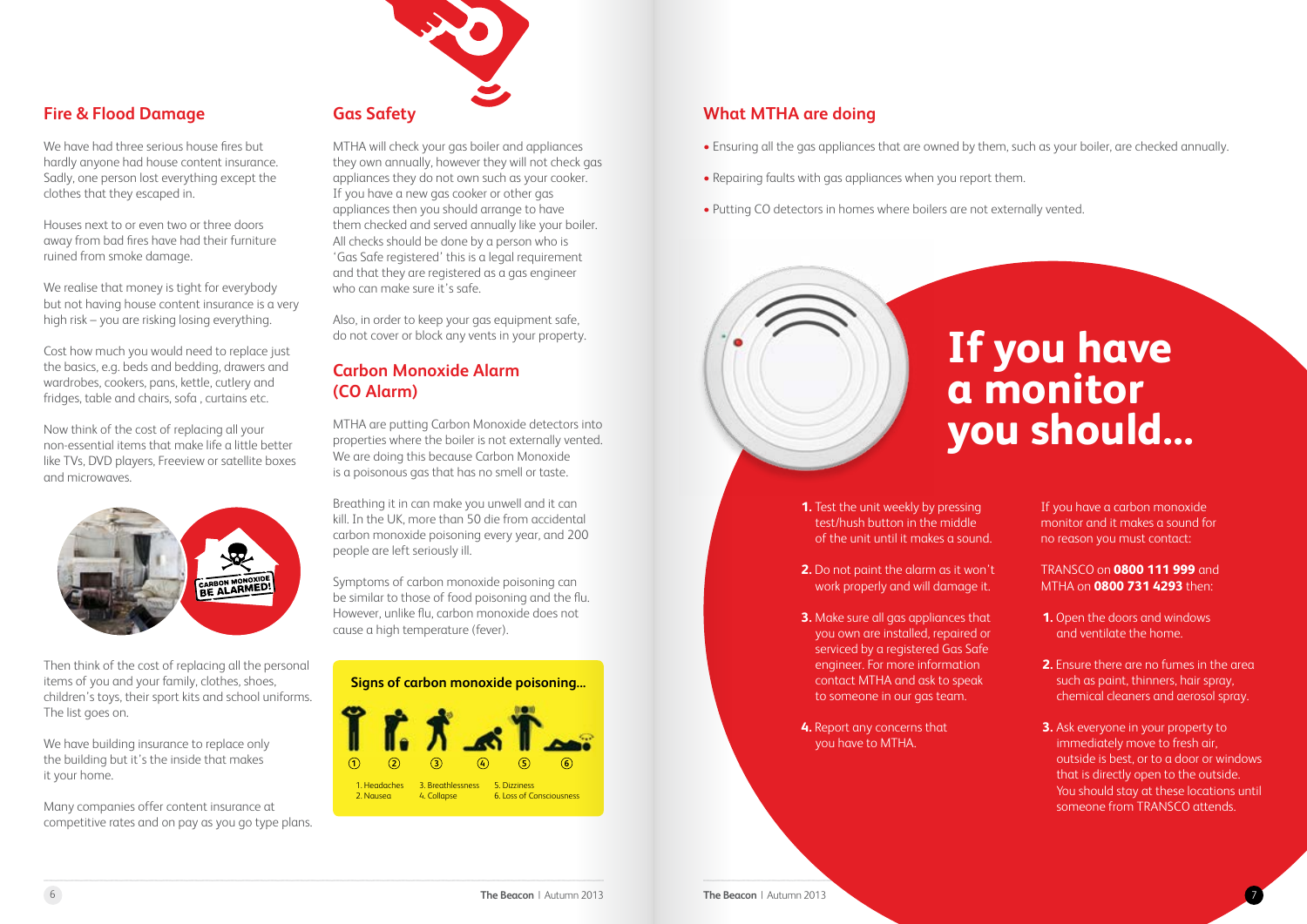## Fire & Flood Damage

We have had three serious house fires but hardly anyone had house content insurance. Sadly, one person lost everything except the clothes that they escaped in.

Houses next to or even two or three doors away from bad fires have had their furniture ruined from smoke damage.

We realise that money is tight for everybody but not having house content insurance is a very high risk – you are risking losing everything.

Cost how much you would need to replace just the basics, e.g. beds and bedding, drawers and wardrobes, cookers, pans, kettle, cutlery and fridges, table and chairs, sofa , curtains etc.

Now think of the cost of replacing all your non-essential items that make life a little better like TVs, DVD players, Freeview or satellite boxes and microwaves.

Then think of the cost of replacing all the personal items of you and your family, clothes, shoes, children's toys, their sport kits and school uniforms. The list goes on.

We have building insurance to replace only the building but it's the inside that makes it your home.

Many companies offer content insurance at competitive rates and on pay as you go type plans.

## Gas Safety

MTHA will check your gas boiler and appliances they own annually, however they will not check gas appliances they do not own such as your cooker. If you have a new gas cooker or other gas appliances then you should arrange to have them checked and served annually like your boiler. All checks should be done by a person who is 'Gas Safe registered' this is a legal requirement and that they are registered as a gas engineer who can make sure it's safe.

Also, in order to keep your gas equipment safe, do not cover or block any vents in your property.

## Carbon Monoxide Alarm (CO Alarm)

MTHA are putting Carbon Monoxide detectors into properties where the boiler is not externally vented. We are doing this because Carbon Monoxide is a poisonous gas that has no smell or taste.

Breathing it in can make you unwell and it can kill. In the UK, more than 50 die from accidental carbon monoxide poisoning every year, and 200 people are left seriously ill.

Symptoms of carbon monoxide poisoning can be similar to those of food poisoning and the flu. However, unlike flu, carbon monoxide does not cause a high temperature (fever).

**Signs of carbon monoxide poisoning...**

1. Headaches
2. Nausea
3. Breathlessness
4. Collapse
5. Dizziness
6. Loss of Consciousness

## What MTHA are doing

- Ensuring all the gas appliances that are owned by them, such as your boiler, are checked annually.
- Repairing faults with gas appliances when you report them.
- Putting CO detectors in homes where boilers are not externally vented.

## If you have a monitor you should...

1. Test the unit weekly by pressing test/hush button in the middle of the unit until it makes a sound.
2. Do not paint the alarm as it won't work properly and will damage it.
3. Make sure all gas appliances that you own are installed, repaired or serviced by a registered Gas Safe engineer. For more information contact MTHA and ask to speak to someone in our gas team.
4. Report any concerns that you have to MTHA.

If you have a carbon monoxide monitor and it makes a sound for no reason you must contact:

TRANSCO on **0800 111 999** and MTHA on **0800 731 4293** then:

1. Open the doors and windows and ventilate the home.
2. Ensure there are no fumes in the area such as paint, thinners, hair spray, chemical cleaners and aerosol spray.
3. Ask everyone in your property to immediately move to fresh air, outside is best, or to a door or windows that is directly open to the outside. You should stay at these locations until someone from TRANSCO attends.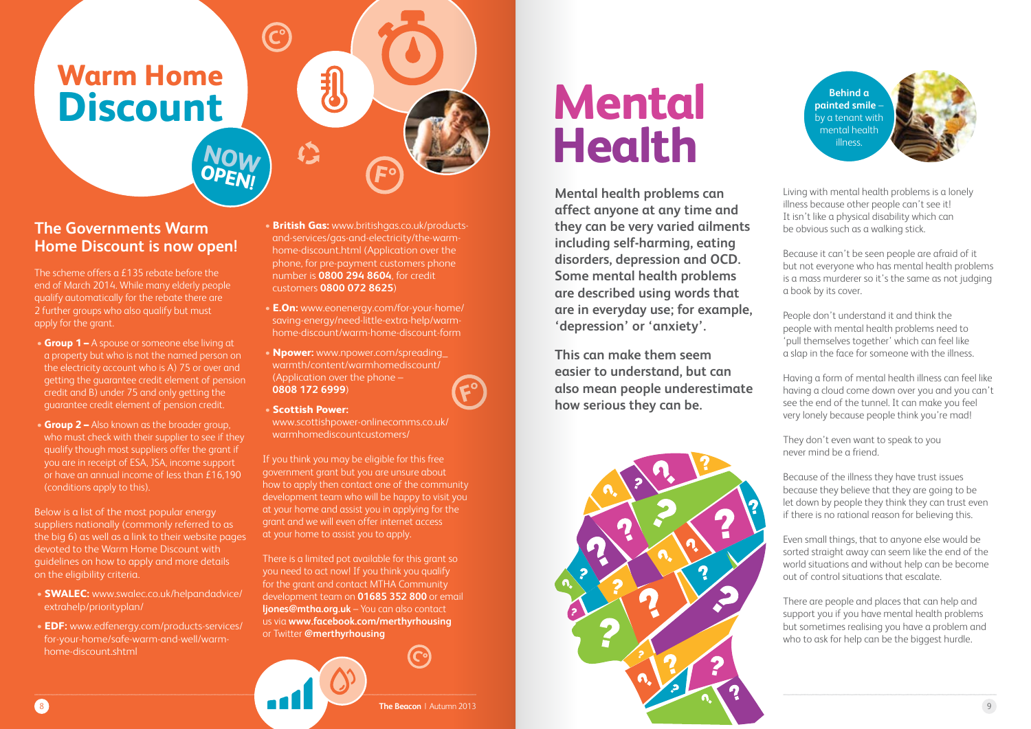# Warm Home Discount

**NOW OPEN!**

## The Governments Warm Home Discount is now open!

The scheme offers a £135 rebate before the end of March 2014. While many elderly people qualify automatically for the rebate there are 2 further groups who also qualify but must apply for the grant.

- **Group 1 –** A spouse or someone else living at a property but who is not the named person on the electricity account who is A) 75 or over and getting the guarantee credit element of pension credit and B) under 75 and only getting the guarantee credit element of pension credit.
- **Group 2 –** Also known as the broader group, who must check with their supplier to see if they qualify though most suppliers offer the grant if you are in receipt of ESA, JSA, income support or have an annual income of less than £16,190 (conditions apply to this).

Below is a list of the most popular energy suppliers nationally (commonly referred to as the big 6) as well as a link to their website pages devoted to the Warm Home Discount with guidelines on how to apply and more details on the eligibility criteria.

- **SWALEC:** www.swalec.co.uk/helpandadvice/extrahelp/priorityplan/
- **EDF:** www.edfenergy.com/products-services/for-your-home/safe-warm-and-well/warm-home-discount.shtml
- **British Gas:** www.britishgas.co.uk/products-and-services/gas-and-electricity/the-warm-home-discount.html (Application over the phone, for pre-payment customers phone number is **0800 294 8604**, for credit customers **0800 072 8625**)
- **E.On:** www.eonenergy.com/for-your-home/saving-energy/need-little-extra-help/warm-home-discount/warm-home-discount-form
- **Npower:** www.npower.com/spreading_warmth/content/warmhomediscount/ (Application over the phone – **0808 172 6999**)
- **Scottish Power:** www.scottishpower-onlinecomms.co.uk/warmhomediscountcustomers/

If you think you may be eligible for this free government grant but you are unsure about how to apply then contact one of the community development team who will be happy to visit you at your home and assist you in applying for the grant and we will even offer internet access at your home to assist you to apply.

There is a limited pot available for this grant so you need to act now! If you think you qualify for the grant and contact MTHA Community development team on **01685 352 800** or email **ljones@mtha.org.uk** – You can also contact us via **www.facebook.com/merthyrhousing** or Twitter **@merthyrhousing**

# Mental Health

**Mental health problems can affect anyone at any time and they can be very varied ailments including self-harming, eating disorders, depression and OCD. Some mental health problems are described using words that are in everyday use; for example, 'depression' or 'anxiety'.**

**This can make them seem easier to understand, but can also mean people underestimate how serious they can be.**

**Behind a painted smile** – by a tenant with mental health illness.

Living with mental health problems is a lonely illness because other people can't see it! It isn't like a physical disability which can be obvious such as a walking stick.

Because it can't be seen people are afraid of it but not everyone who has mental health problems is a mass murderer so it's the same as not judging a book by its cover.

People don't understand it and think the people with mental health problems need to 'pull themselves together' which can feel like a slap in the face for someone with the illness.

Having a form of mental health illness can feel like having a cloud come down over you and you can't see the end of the tunnel. It can make you feel very lonely because people think you're mad!

They don't even want to speak to you never mind be a friend.

Because of the illness they have trust issues because they believe that they are going to be let down by people they think they can trust even if there is no rational reason for believing this.

Even small things, that to anyone else would be sorted straight away can seem like the end of the world situations and without help can be become out of control situations that escalate.

There are people and places that can help and support you if you have mental health problems but sometimes realising you have a problem and who to ask for help can be the biggest hurdle.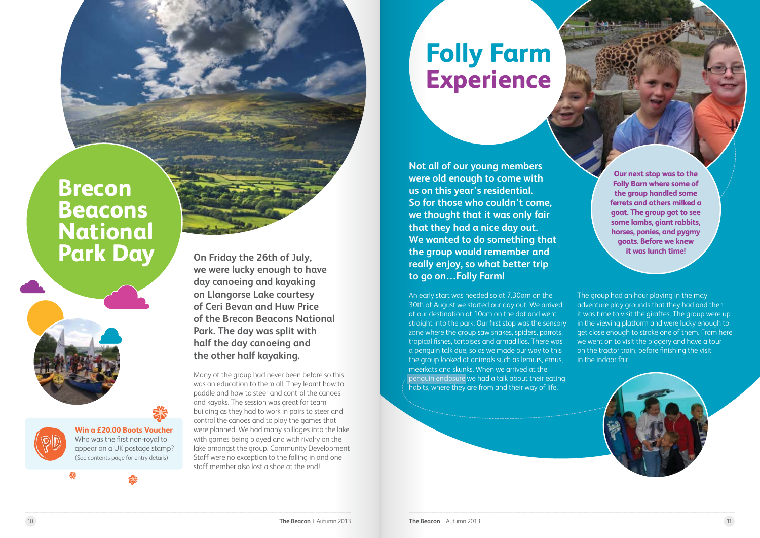# Brecon Beacons National Park Day

**On Friday the 26th of July, we were lucky enough to have day canoeing and kayaking on Llangorse Lake courtesy of Ceri Bevan and Huw Price of the Brecon Beacons National Park. The day was split with half the day canoeing and the other half kayaking.**

Many of the group had never been before so this was an education to them all. They learnt how to paddle and how to steer and control the canoes and kayaks. The session was great for team building as they had to work in pairs to steer and control the canoes and to play the games that were planned. We had many spillages into the lake with games being played and with rivalry on the lake amongst the group. Community Development Staff were no exception to the falling in and one staff member also lost a shoe at the end!

**Win a £20.00 Boots Voucher**

Who was the first non-royal to appear on a UK postage stamp?

(See contents page for entry details)

# Folly Farm Experience

**Not all of our young members were old enough to come with us on this year's residential. So for those who couldn't come, we thought that it was only fair that they had a nice day out. We wanted to do something that the group would remember and really enjoy, so what better trip to go on…Folly Farm!**

An early start was needed so at 7.30am on the 30th of August we started our day out. We arrived at our destination at 10am on the dot and went straight into the park. Our first stop was the sensory zone where the group saw snakes, spiders, parrots, tropical fishes, tortoises and armadillos. There was a penguin talk due, so as we made our way to this the group looked at animals such as lemurs, emus, meerkats and skunks. When we arrived at the penguin enclosure we had a talk about their eating habits, where they are from and their way of life.

**Our next stop was to the Folly Barn where some of the group handled some ferrets and others milked a goat. The group got to see some lambs, giant rabbits, horses, ponies, and pygmy goats. Before we knew it was lunch time!**

The group had an hour playing in the may adventure play grounds that they had and then it was time to visit the giraffes. The group were up in the viewing platform and were lucky enough to get close enough to stroke one of them. From here we went on to visit the piggery and have a tour on the tractor train, before finishing the visit in the indoor fair.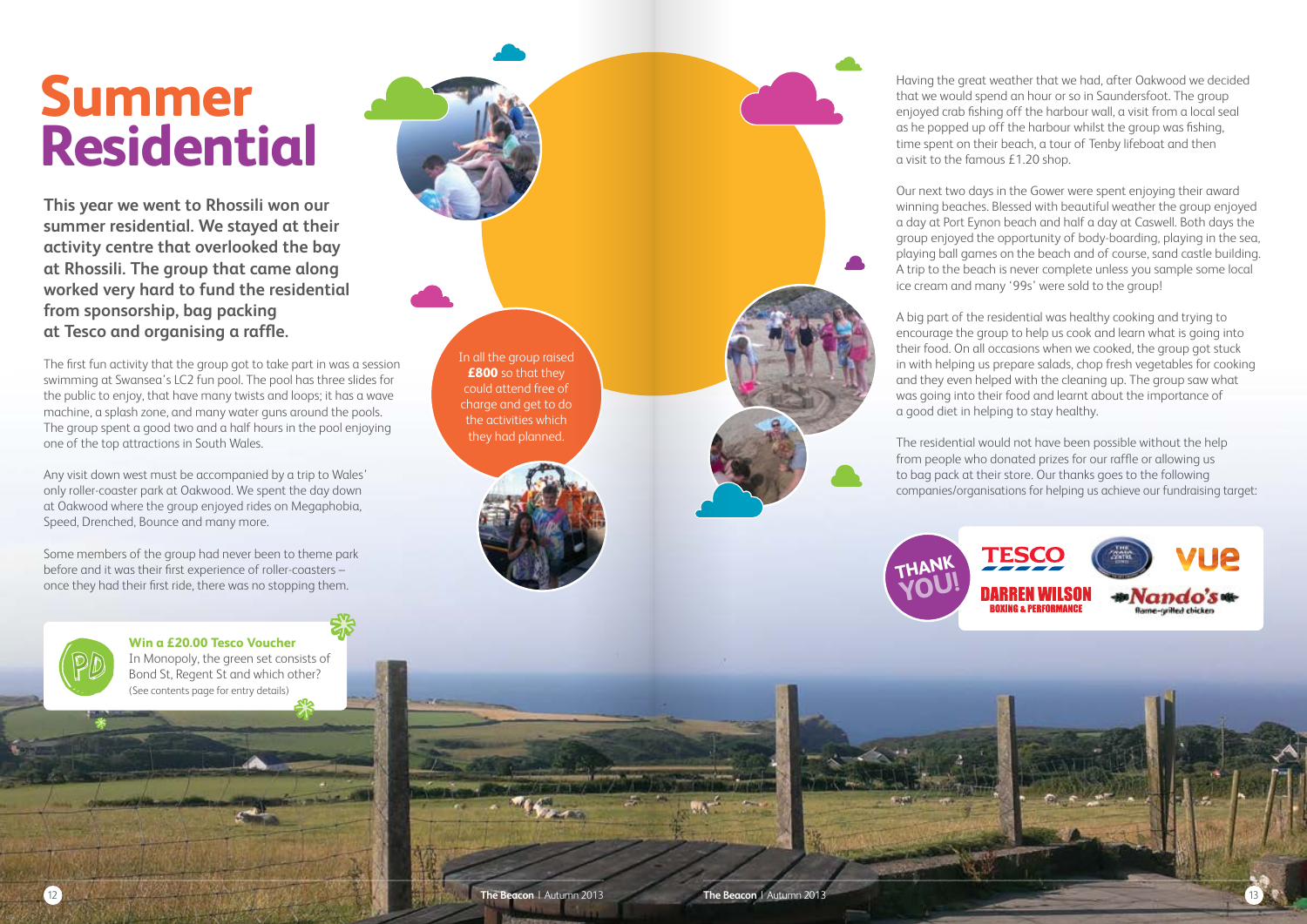# Summer Residential

**This year we went to Rhossili won our summer residential. We stayed at their activity centre that overlooked the bay at Rhossili. The group that came along worked very hard to fund the residential from sponsorship, bag packing at Tesco and organising a raffle.**

The first fun activity that the group got to take part in was a session swimming at Swansea's LC2 fun pool. The pool has three slides for the public to enjoy, that have many twists and loops; it has a wave machine, a splash zone, and many water guns around the pools. The group spent a good two and a half hours in the pool enjoying one of the top attractions in South Wales.

Any visit down west must be accompanied by a trip to Wales' only roller-coaster park at Oakwood. We spent the day down at Oakwood where the group enjoyed rides on Megaphobia, Speed, Drenched, Bounce and many more.

Some members of the group had never been to theme park before and it was their first experience of roller-coasters – once they had their first ride, there was no stopping them.

**Win a £20.00 Tesco Voucher**
In Monopoly, the green set consists of Bond St, Regent St and which other?
(See contents page for entry details)

In all the group raised **£800** so that they could attend free of charge and get to do the activities which they had planned.

Having the great weather that we had, after Oakwood we decided that we would spend an hour or so in Saundersfoot. The group enjoyed crab fishing off the harbour wall, a visit from a local seal as he popped up off the harbour whilst the group was fishing, time spent on their beach, a tour of Tenby lifeboat and then a visit to the famous £1.20 shop.

Our next two days in the Gower were spent enjoying their award winning beaches. Blessed with beautiful weather the group enjoyed a day at Port Eynon beach and half a day at Caswell. Both days the group enjoyed the opportunity of body-boarding, playing in the sea, playing ball games on the beach and of course, sand castle building. A trip to the beach is never complete unless you sample some local ice cream and many '99s' were sold to the group!

A big part of the residential was healthy cooking and trying to encourage the group to help us cook and learn what is going into their food. On all occasions when we cooked, the group got stuck in with helping us prepare salads, chop fresh vegetables for cooking and they even helped with the cleaning up. The group saw what was going into their food and learnt about the importance of a good diet in helping to stay healthy.

The residential would not have been possible without the help from people who donated prizes for our raffle or allowing us to bag pack at their store. Our thanks goes to the following companies/organisations for helping us achieve our fundraising target:

THANK YOU!

TESCO · VUE · DARREN WILSON BOXING & PERFORMANCE · Nando's flame-grilled chicken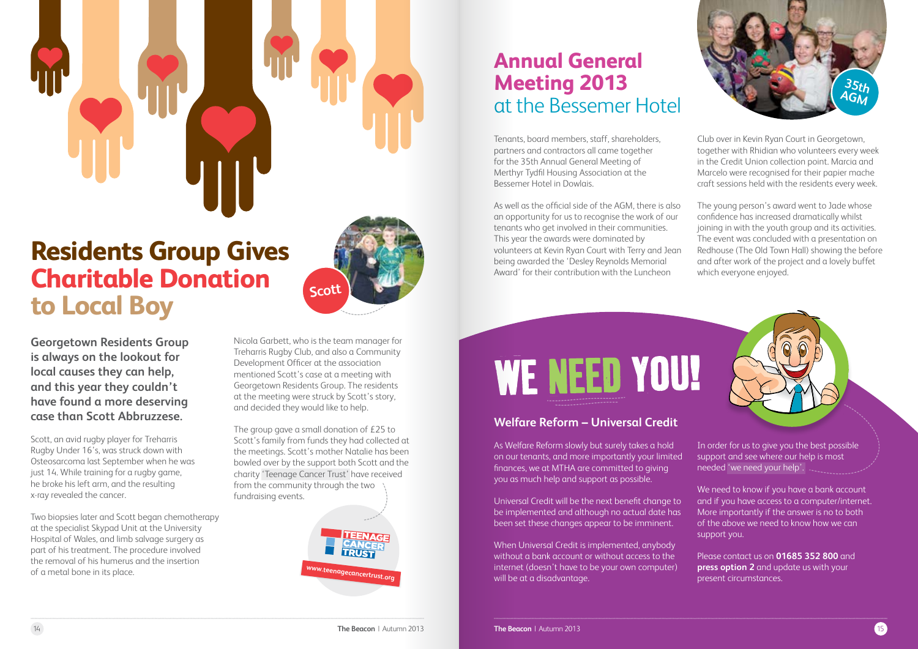# Residents Group Gives Charitable Donation to Local Boy

Scott

**Georgetown Residents Group is always on the lookout for local causes they can help, and this year they couldn't have found a more deserving case than Scott Abbruzzese.**

Scott, an avid rugby player for Treharris Rugby Under 16's, was struck down with Osteosarcoma last September when he was just 14. While training for a rugby game, he broke his left arm, and the resulting x-ray revealed the cancer.

Two biopsies later and Scott began chemotherapy at the specialist Skypad Unit at the University Hospital of Wales, and limb salvage surgery as part of his treatment. The procedure involved the removal of his humerus and the insertion of a metal bone in its place.

Nicola Garbett, who is the team manager for Treharris Rugby Club, and also a Community Development Officer at the association mentioned Scott's case at a meeting with Georgetown Residents Group. The residents at the meeting were struck by Scott's story, and decided they would like to help.

The group gave a small donation of £25 to Scott's family from funds they had collected at the meetings. Scott's mother Natalie has been bowled over by the support both Scott and the charity 'Teenage Cancer Trust' have received from the community through the two fundraising events.

TEENAGE CANCER TRUST

www.teenagecancertrust.org

# Annual General Meeting 2013 at the Bessemer Hotel

35th AGM

Tenants, board members, staff, shareholders, partners and contractors all came together for the 35th Annual General Meeting of Merthyr Tydfil Housing Association at the Bessemer Hotel in Dowlais.

As well as the official side of the AGM, there is also an opportunity for us to recognise the work of our tenants who get involved in their communities. This year the awards were dominated by volunteers at Kevin Ryan Court with Terry and Jean being awarded the 'Desley Reynolds Memorial Award' for their contribution with the Luncheon Club over in Kevin Ryan Court in Georgetown, together with Rhidian who volunteers every week in the Credit Union collection point. Marcia and Marcelo were recognised for their papier mache craft sessions held with the residents every week.

The young person's award went to Jade whose confidence has increased dramatically whilst joining in with the youth group and its activities. The event was concluded with a presentation on Redhouse (The Old Town Hall) showing the before and after work of the project and a lovely buffet which everyone enjoyed.

# WE NEED YOU!

## Welfare Reform – Universal Credit

As Welfare Reform slowly but surely takes a hold on our tenants, and more importantly your limited finances, we at MTHA are committed to giving you as much help and support as possible.

Universal Credit will be the next benefit change to be implemented and although no actual date has been set these changes appear to be imminent.

When Universal Credit is implemented, anybody without a bank account or without access to the internet (doesn't have to be your own computer) will be at a disadvantage.

In order for us to give you the best possible support and see where our help is most needed 'we need your help'.

We need to know if you have a bank account and if you have access to a computer/internet. More importantly if the answer is no to both of the above we need to know how we can support you.

Please contact us on **01685 352 800** and **press option 2** and update us with your present circumstances.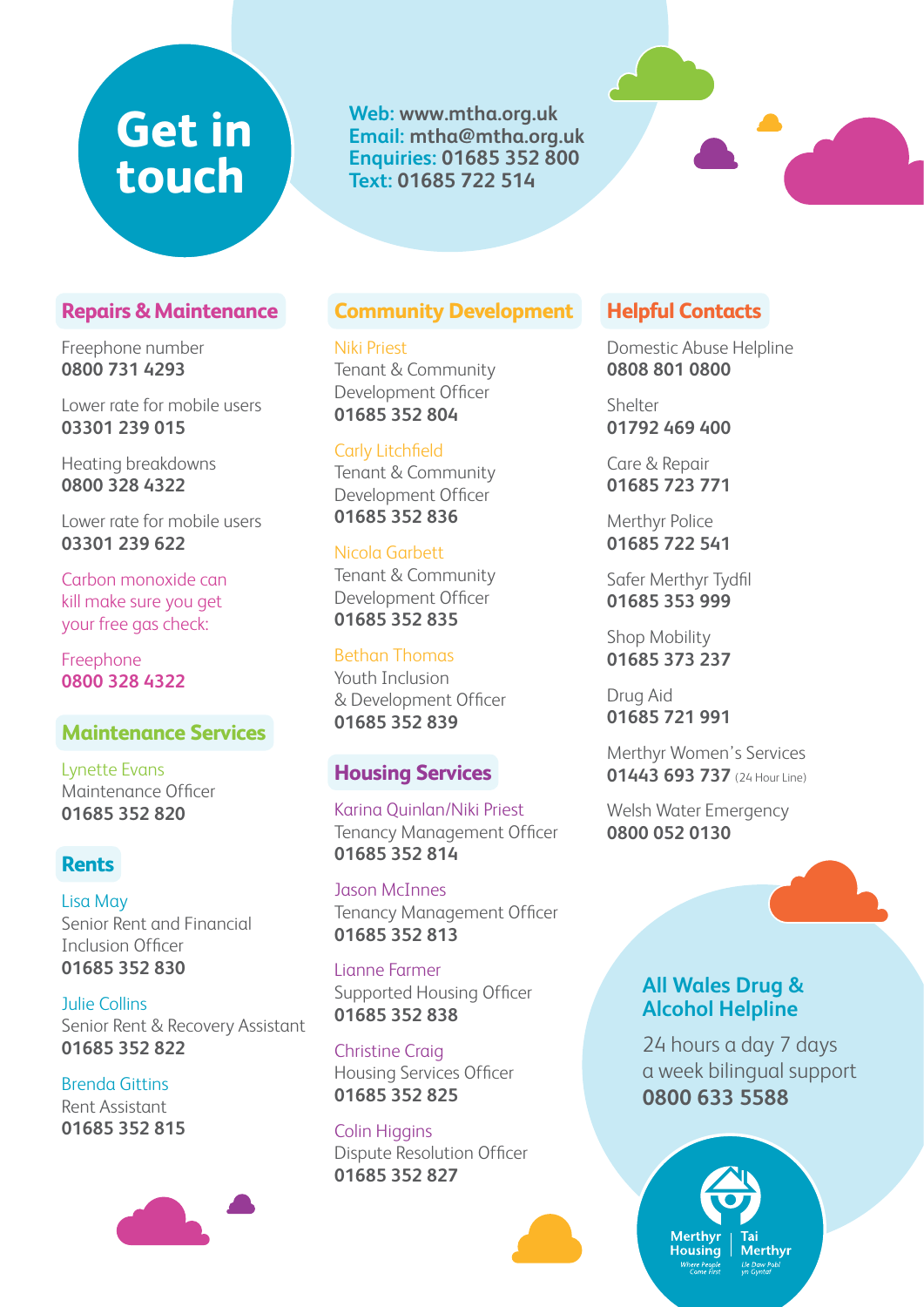# Get in touch

**Web:** www.mtha.org.uk
**Email:** mtha@mtha.org.uk
**Enquiries:** 01685 352 800
**Text:** 01685 722 514

## Repairs & Maintenance

Freephone number
**0800 731 4293**

Lower rate for mobile users
**03301 239 015**

Heating breakdowns
**0800 328 4322**

Lower rate for mobile users
**03301 239 622**

Carbon monoxide can kill make sure you get your free gas check:

Freephone
**0800 328 4322**

## Maintenance Services

Lynette Evans
Maintenance Officer
**01685 352 820**

## Rents

Lisa May
Senior Rent and Financial Inclusion Officer
**01685 352 830**

Julie Collins
Senior Rent & Recovery Assistant
**01685 352 822**

Brenda Gittins
Rent Assistant
**01685 352 815**

## Community Development

Niki Priest
Tenant & Community Development Officer
**01685 352 804**

Carly Litchfield
Tenant & Community Development Officer
**01685 352 836**

Nicola Garbett
Tenant & Community Development Officer
**01685 352 835**

Bethan Thomas
Youth Inclusion & Development Officer
**01685 352 839**

## Housing Services

Karina Quinlan/Niki Priest
Tenancy Management Officer
**01685 352 814**

Jason McInnes
Tenancy Management Officer
**01685 352 813**

Lianne Farmer
Supported Housing Officer
**01685 352 838**

Christine Craig
Housing Services Officer
**01685 352 825**

Colin Higgins
Dispute Resolution Officer
**01685 352 827**

## Helpful Contacts

Domestic Abuse Helpline
**0808 801 0800**

Shelter
**01792 469 400**

Care & Repair
**01685 723 771**

Merthyr Police
**01685 722 541**

Safer Merthyr Tydfil
**01685 353 999**

Shop Mobility
**01685 373 237**

Drug Aid
**01685 721 991**

Merthyr Women's Services
**01443 693 737** (24 Hour Line)

Welsh Water Emergency
**0800 052 0130**

## All Wales Drug & Alcohol Helpline

24 hours a day 7 days a week bilingual support
**0800 633 5588**

Merthyr Housing — Where People Come First | Tai Merthyr — Lle Daw Pobl yn Gyntaf